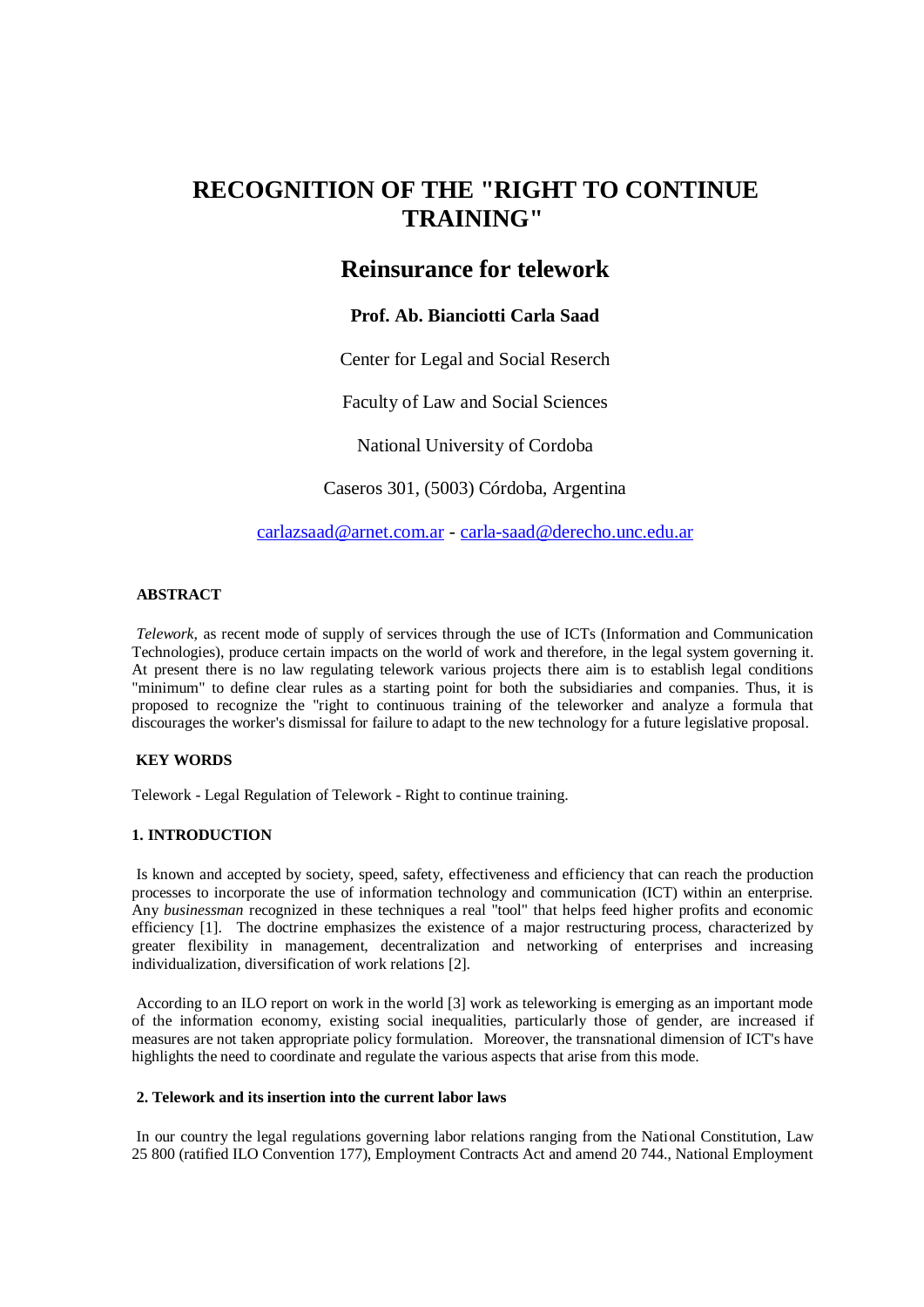# RECOGNITION OF THE "RIGHT TO CONTINUE TRAINING"

## Reinsurance for telework

### Prof. Ab. Bianciotti Carla Saad

Center for Legal and Social Reserch

Faculty of Law and Social Sciences

National University of Cordoba

Caseros 301, (5003) Córdoba, Argentina

carlazsaad@arnet.com.ar - carla-saad@derecho.unc.edu.ar

**ABSTRACT**

*Telework,* as recent mode of supply of services through the use of ICTs (Information and Communication Technologies), produce certain impacts on the world of work and therefore, in the legal system governing it. At present there is no law regulating telework various projects there aim is to establish legal conditions "minimum" to define clear rules as a starting point for both the subsidiaries and companies. Thus, it is proposed to recognize the "right to continuous training of the teleworker and analyze a formula that discourages the worker's dismissal for failure to adapt to the new technology for a future legislative proposal.

**KEY WORDS**

Telework - Legal Regulation of Telework - Right to continue training.

**1. INTRODUCTION**

Is known and accepted by society, speed, safety, effectiveness and efficiency that can reach the production processes to incorporate the use of information technology and communication (ICT) within an enterprise. Any *businessman* recognized in these techniques a real "tool" that helps feed higher profits and economic efficiency [1]. The doctrine emphasizes the existence of a major restructuring process, characterized by greater flexibility in management, decentralization and networking of enterprises and increasing individualization, diversification of work relations [2].

According to an ILO report on work in the world [3] work as teleworking is emerging as an important mode of the information economy, existing social inequalities, particularly those of gender, are increased if measures are not taken appropriate policy formulation. Moreover, the transnational dimension of ICT's have highlights the need to coordinate and regulate the various aspects that arise from this mode.

**2. Telework and its insertion into the current labor laws**

In our country the legal regulations governing labor relations ranging from the National Constitution, Law 25 800 (ratified ILO Convention 177), Employment Contracts Act and amend 20 744., National Employment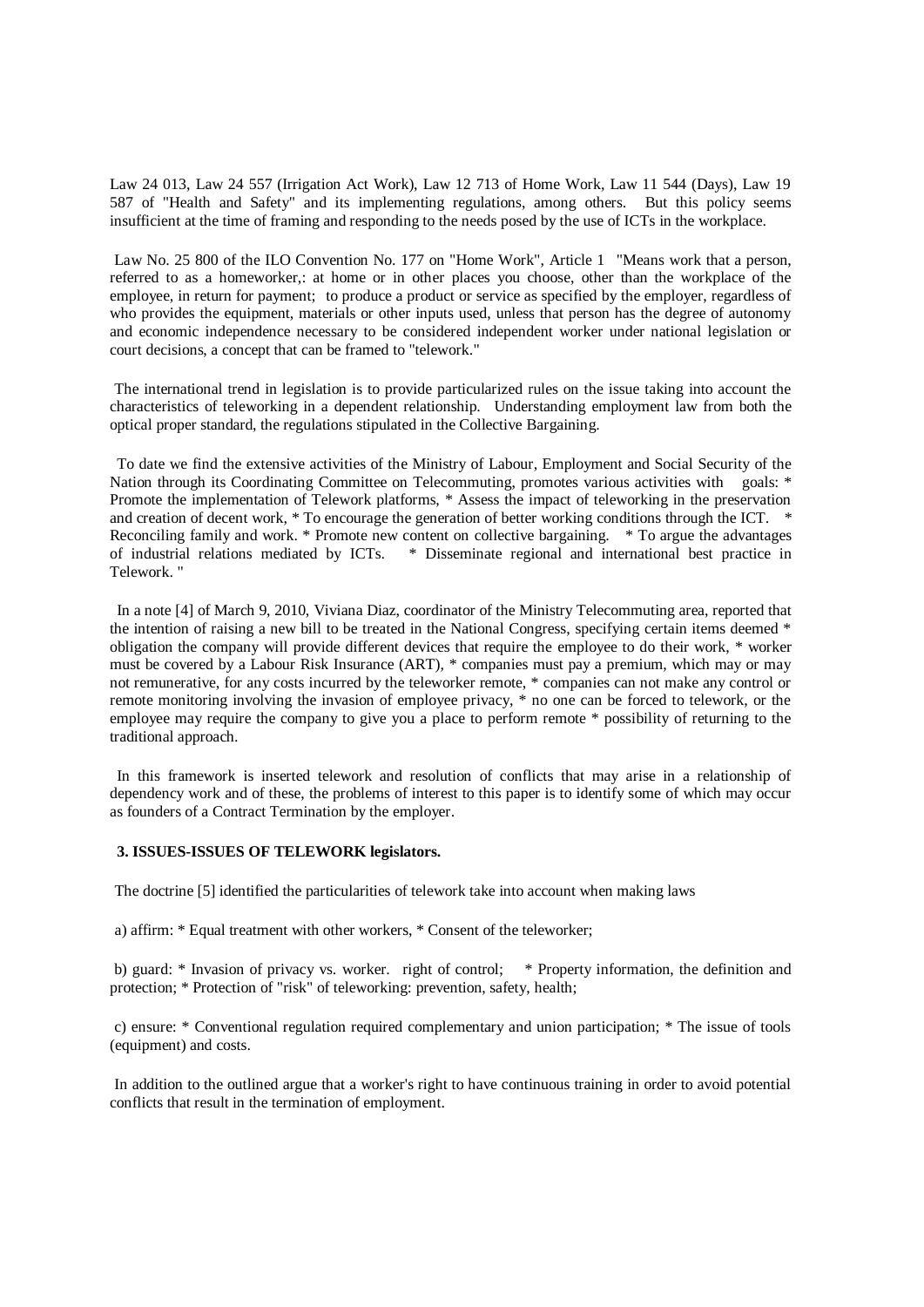Law 24 013, Law 24 557 (Irrigation Act Work), Law 12 713 of Home Work, Law 11 544 (Days), Law 19 587 of "Health and Safety" and its implementing regulations, among others. But this policy seems insufficient at the time of framing and responding to the needs posed by the use of ICTs in the workplace.

Law No. 25 800 of the ILO Convention No. 177 on "Home Work", Article 1 "Means work that a person, referred to as a homeworker,: at home or in other places you choose, other than the workplace of the employee, in return for payment; to produce a product or service as specified by the employer, regardless of who provides the equipment, materials or other inputs used, unless that person has the degree of autonomy and economic independence necessary to be considered independent worker under national legislation or court decisions, a concept that can be framed to "telework."

The international trend in legislation is to provide particularized rules on the issue taking into account the characteristics of teleworking in a dependent relationship. Understanding employment law from both the optical proper standard, the regulations stipulated in the Collective Bargaining.

To date we find the extensive activities of the Ministry of Labour, Employment and Social Security of the Nation through its Coordinating Committee on Telecommuting, promotes various activities with goals: * Promote the implementation of Telework platforms, * Assess the impact of teleworking in the preservation and creation of decent work, * To encourage the generation of better working conditions through the ICT. * Reconciling family and work. * Promote new content on collective bargaining. * To argue the advantages of industrial relations mediated by ICTs. * Disseminate regional and international best practice in Telework. "

In a note [4] of March 9, 2010, Viviana Diaz, coordinator of the Ministry Telecommuting area, reported that the intention of raising a new bill to be treated in the National Congress, specifying certain items deemed * obligation the company will provide different devices that require the employee to do their work, * worker must be covered by a Labour Risk Insurance (ART), * companies must pay a premium, which may or may not remunerative, for any costs incurred by the teleworker remote, * companies can not make any control or remote monitoring involving the invasion of employee privacy, * no one can be forced to telework, or the employee may require the company to give you a place to perform remote * possibility of returning to the traditional approach.

In this framework is inserted telework and resolution of conflicts that may arise in a relationship of dependency work and of these, the problems of interest to this paper is to identify some of which may occur as founders of a Contract Termination by the employer.

### 3. ISSUES-ISSUES OF TELEWORK legislators.

The doctrine [5] identified the particularities of telework take into account when making laws

a) affirm: * Equal treatment with other workers, * Consent of the teleworker;

b) guard: * Invasion of privacy vs. worker. right of control; * Property information, the definition and protection; * Protection of "risk" of teleworking: prevention, safety, health;

c) ensure: * Conventional regulation required complementary and union participation; * The issue of tools (equipment) and costs.

In addition to the outlined argue that a worker's right to have continuous training in order to avoid potential conflicts that result in the termination of employment.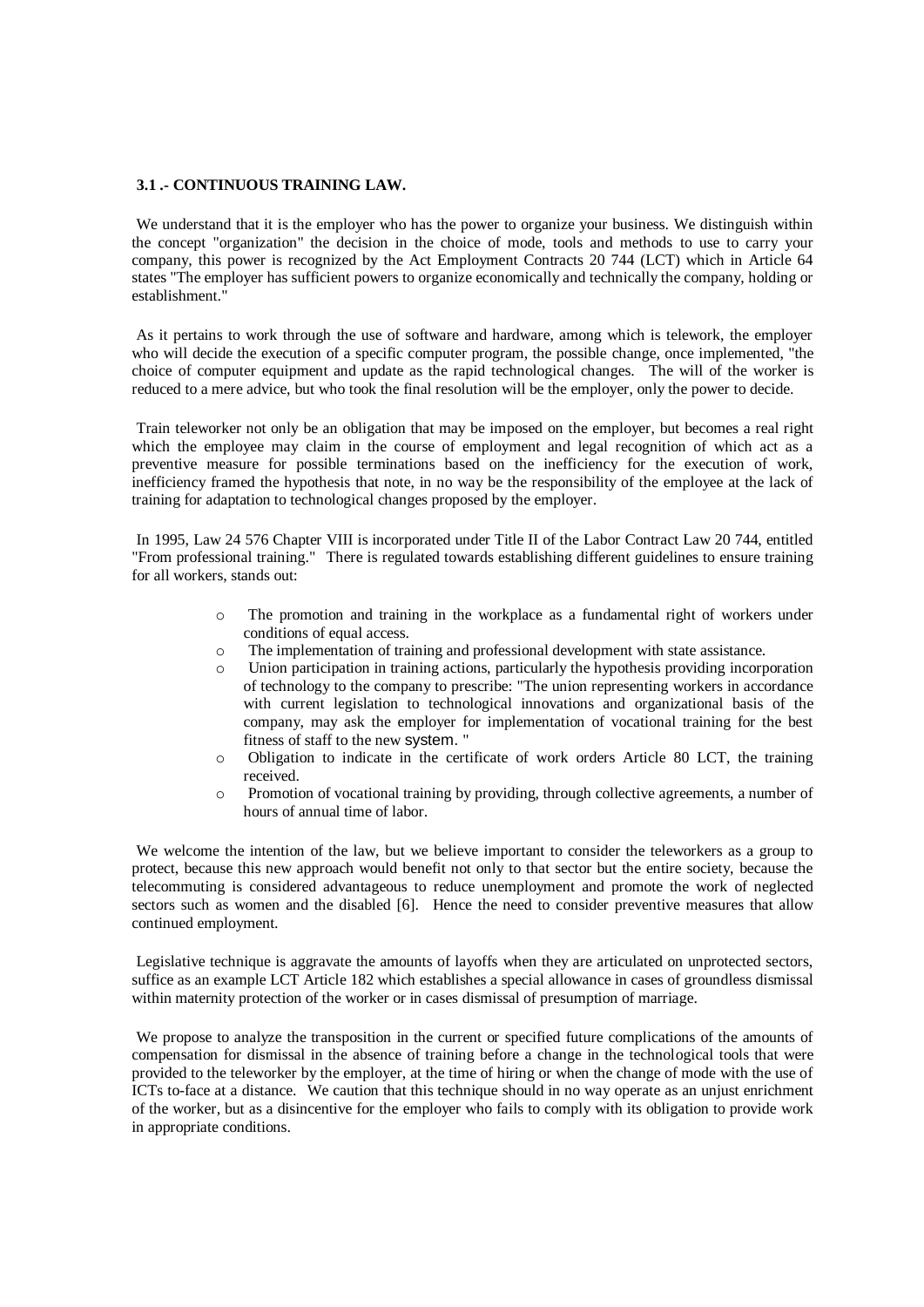### 3.1 .- CONTINUOUS TRAINING LAW.

We understand that it is the employer who has the power to organize your business. We distinguish within the concept "organization" the decision in the choice of mode, tools and methods to use to carry your company, this power is recognized by the Act Employment Contracts 20 744 (LCT) which in Article 64 states "The employer has sufficient powers to organize economically and technically the company, holding or establishment."

As it pertains to work through the use of software and hardware, among which is telework, the employer who will decide the execution of a specific computer program, the possible change, once implemented, "the choice of computer equipment and update as the rapid technological changes. The will of the worker is reduced to a mere advice, but who took the final resolution will be the employer, only the power to decide.

Train teleworker not only be an obligation that may be imposed on the employer, but becomes a real right which the employee may claim in the course of employment and legal recognition of which act as a preventive measure for possible terminations based on the inefficiency for the execution of work, inefficiency framed the hypothesis that note, in no way be the responsibility of the employee at the lack of training for adaptation to technological changes proposed by the employer.

In 1995, Law 24 576 Chapter VIII is incorporated under Title II of the Labor Contract Law 20 744, entitled "From professional training." There is regulated towards establishing different guidelines to ensure training for all workers, stands out:

- The promotion and training in the workplace as a fundamental right of workers under conditions of equal access.
- The implementation of training and professional development with state assistance.
- Union participation in training actions, particularly the hypothesis providing incorporation of technology to the company to prescribe: "The union representing workers in accordance with current legislation to technological innovations and organizational basis of the company, may ask the employer for implementation of vocational training for the best fitness of staff to the new system. "
- Obligation to indicate in the certificate of work orders Article 80 LCT, the training received.
- Promotion of vocational training by providing, through collective agreements, a number of hours of annual time of labor.

We welcome the intention of the law, but we believe important to consider the teleworkers as a group to protect, because this new approach would benefit not only to that sector but the entire society, because the telecommuting is considered advantageous to reduce unemployment and promote the work of neglected sectors such as women and the disabled [6]. Hence the need to consider preventive measures that allow continued employment.

Legislative technique is aggravate the amounts of layoffs when they are articulated on unprotected sectors, suffice as an example LCT Article 182 which establishes a special allowance in cases of groundless dismissal within maternity protection of the worker or in cases dismissal of presumption of marriage.

We propose to analyze the transposition in the current or specified future complications of the amounts of compensation for dismissal in the absence of training before a change in the technological tools that were provided to the teleworker by the employer, at the time of hiring or when the change of mode with the use of ICTs to-face at a distance. We caution that this technique should in no way operate as an unjust enrichment of the worker, but as a disincentive for the employer who fails to comply with its obligation to provide work in appropriate conditions.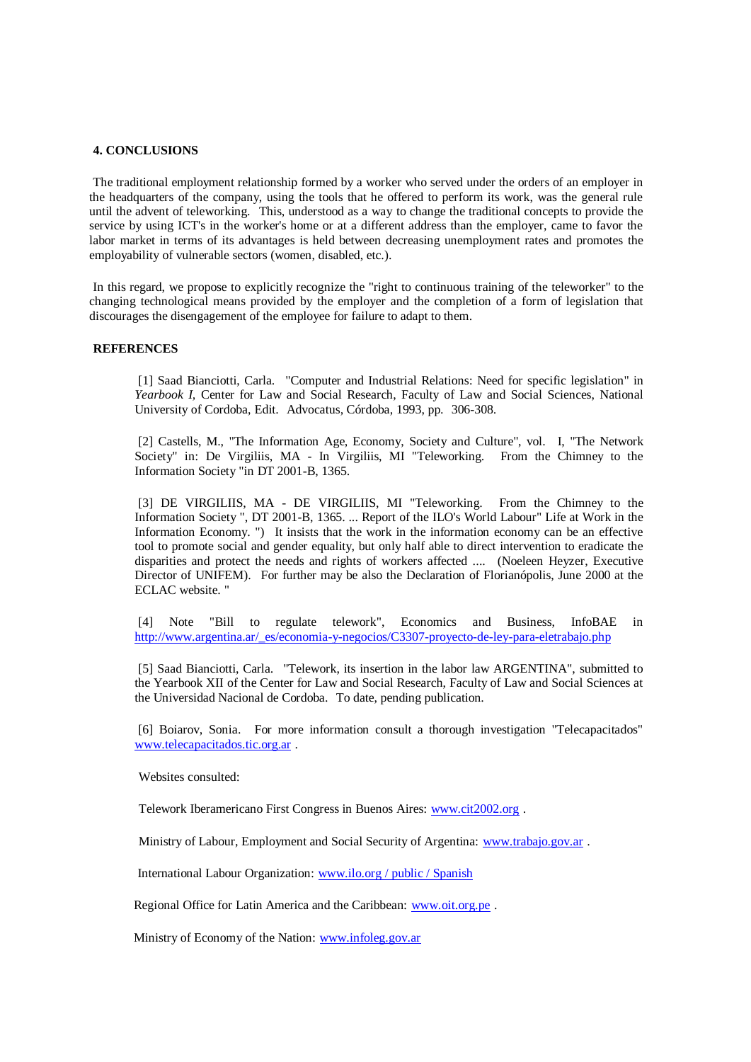## 4. CONCLUSIONS

The traditional employment relationship formed by a worker who served under the orders of an employer in the headquarters of the company, using the tools that he offered to perform its work, was the general rule until the advent of teleworking. This, understood as a way to change the traditional concepts to provide the service by using ICT's in the worker's home or at a different address than the employer, came to favor the labor market in terms of its advantages is held between decreasing unemployment rates and promotes the employability of vulnerable sectors (women, disabled, etc.).

In this regard, we propose to explicitly recognize the "right to continuous training of the teleworker" to the changing technological means provided by the employer and the completion of a form of legislation that discourages the disengagement of the employee for failure to adapt to them.

## REFERENCES

[1] Saad Bianciotti, Carla. "Computer and Industrial Relations: Need for specific legislation" in *Yearbook I,* Center for Law and Social Research, Faculty of Law and Social Sciences, National University of Cordoba, Edit. Advocatus, Córdoba, 1993, pp. 306-308.

[2] Castells, M., "The Information Age, Economy, Society and Culture", vol. I, "The Network Society" in: De Virgiliis, MA - In Virgiliis, MI "Teleworking. From the Chimney to the Information Society "in DT 2001-B, 1365.

[3] DE VIRGILIIS, MA - DE VIRGILIIS, MI "Teleworking. From the Chimney to the Information Society ", DT 2001-B, 1365. ... Report of the ILO's World Labour" Life at Work in the Information Economy. ") It insists that the work in the information economy can be an effective tool to promote social and gender equality, but only half able to direct intervention to eradicate the disparities and protect the needs and rights of workers affected .... (Noeleen Heyzer, Executive Director of UNIFEM). For further may be also the Declaration of Florianópolis, June 2000 at the ECLAC website. "

[4] Note "Bill to regulate telework", Economics and Business, InfoBAE in http://www.argentina.ar/_es/economia-y-negocios/C3307-proyecto-de-ley-para-eletrabajo.php

[5] Saad Bianciotti, Carla. "Telework, its insertion in the labor law ARGENTINA", submitted to the Yearbook XII of the Center for Law and Social Research, Faculty of Law and Social Sciences at the Universidad Nacional de Cordoba. To date, pending publication.

[6] Boiarov, Sonia. For more information consult a thorough investigation "Telecapacitados" www.telecapacitados.tic.org.ar .

Websites consulted:

Telework Iberamericano First Congress in Buenos Aires: www.cit2002.org .

Ministry of Labour, Employment and Social Security of Argentina: www.trabajo.gov.ar .

International Labour Organization: www.ilo.org / public / Spanish

Regional Office for Latin America and the Caribbean: www.oit.org.pe .

Ministry of Economy of the Nation: www.infoleg.gov.ar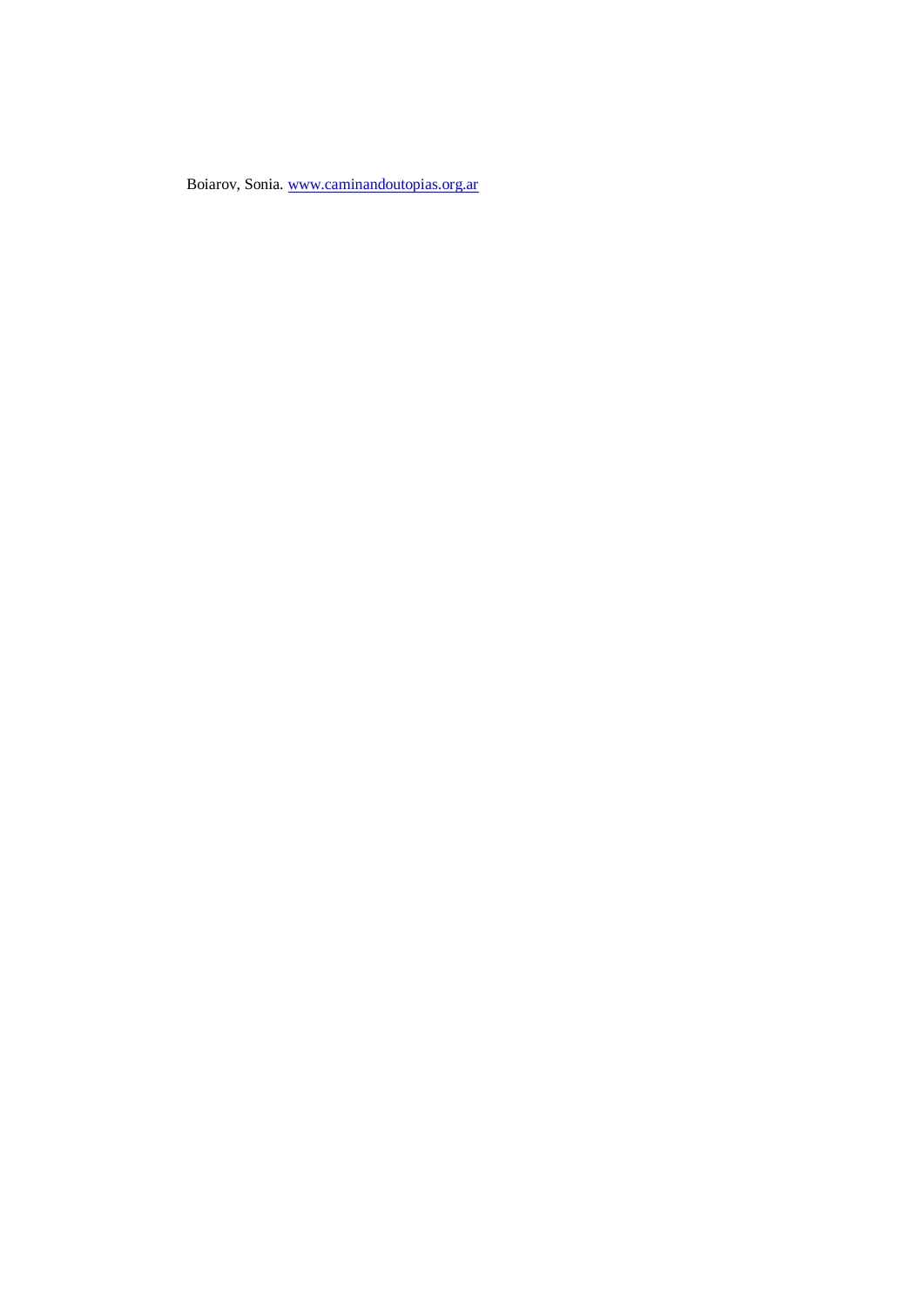Boiarov, Sonia. [www.caminandoutopias.org.ar](http://www.caminandoutopias.org.ar)